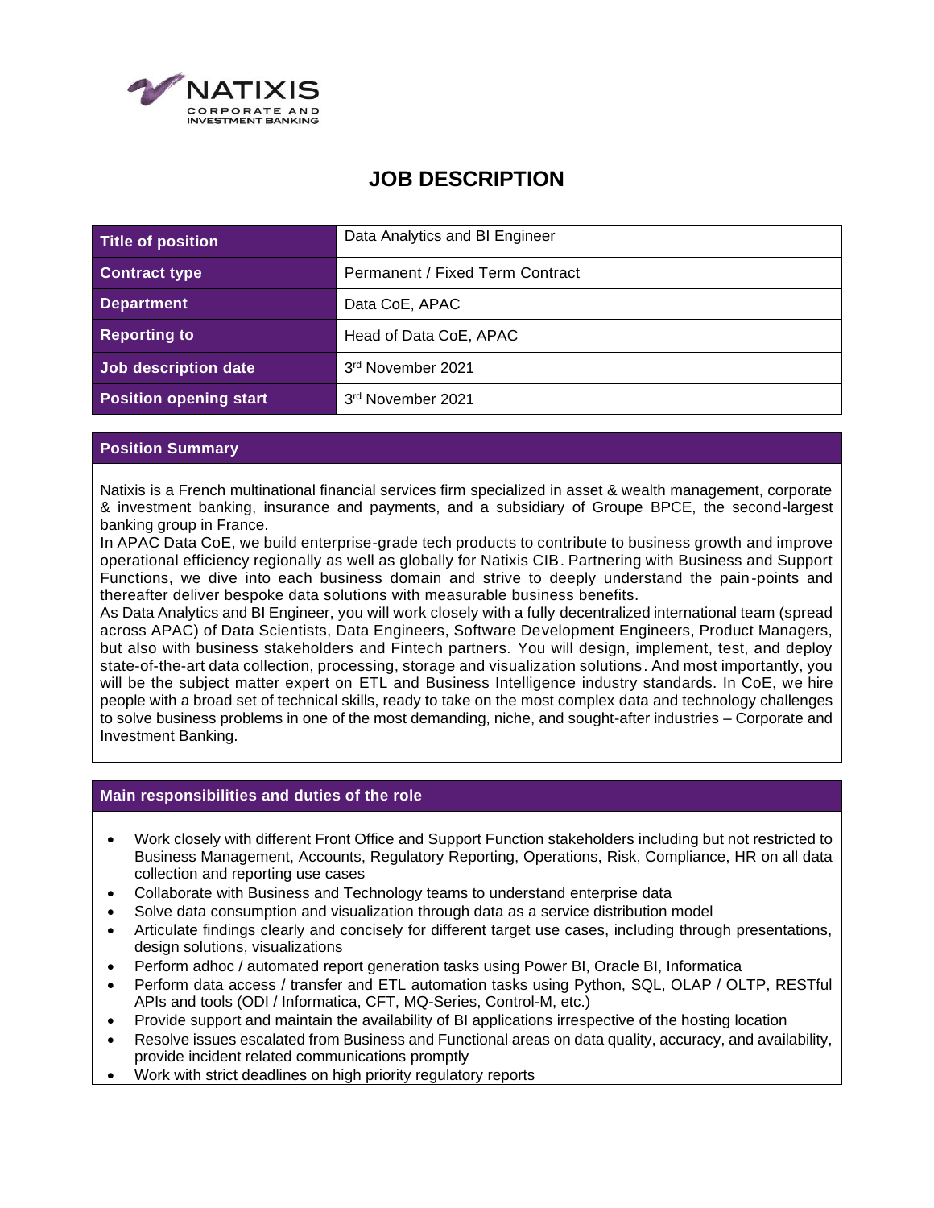NATIXIS
CORPORATE AND
INVESTMENT BANKING

# JOB DESCRIPTION

| Title of position | Data Analytics and BI Engineer |
| --- | --- |
| Contract type | Permanent / Fixed Term Contract |
| Department | Data CoE, APAC |
| Reporting to | Head of Data CoE, APAC |
| Job description date | 3rd November 2021 |
| Position opening start | 3rd November 2021 |

## Position Summary

Natixis is a French multinational financial services firm specialized in asset & wealth management, corporate & investment banking, insurance and payments, and a subsidiary of Groupe BPCE, the second-largest banking group in France.

In APAC Data CoE, we build enterprise-grade tech products to contribute to business growth and improve operational efficiency regionally as well as globally for Natixis CIB. Partnering with Business and Support Functions, we dive into each business domain and strive to deeply understand the pain-points and thereafter deliver bespoke data solutions with measurable business benefits.

As Data Analytics and BI Engineer, you will work closely with a fully decentralized international team (spread across APAC) of Data Scientists, Data Engineers, Software Development Engineers, Product Managers, but also with business stakeholders and Fintech partners. You will design, implement, test, and deploy state-of-the-art data collection, processing, storage and visualization solutions. And most importantly, you will be the subject matter expert on ETL and Business Intelligence industry standards. In CoE, we hire people with a broad set of technical skills, ready to take on the most complex data and technology challenges to solve business problems in one of the most demanding, niche, and sought-after industries – Corporate and Investment Banking.

## Main responsibilities and duties of the role

- Work closely with different Front Office and Support Function stakeholders including but not restricted to Business Management, Accounts, Regulatory Reporting, Operations, Risk, Compliance, HR on all data collection and reporting use cases
- Collaborate with Business and Technology teams to understand enterprise data
- Solve data consumption and visualization through data as a service distribution model
- Articulate findings clearly and concisely for different target use cases, including through presentations, design solutions, visualizations
- Perform adhoc / automated report generation tasks using Power BI, Oracle BI, Informatica
- Perform data access / transfer and ETL automation tasks using Python, SQL, OLAP / OLTP, RESTful APIs and tools (ODI / Informatica, CFT, MQ-Series, Control-M, etc.)
- Provide support and maintain the availability of BI applications irrespective of the hosting location
- Resolve issues escalated from Business and Functional areas on data quality, accuracy, and availability, provide incident related communications promptly
- Work with strict deadlines on high priority regulatory reports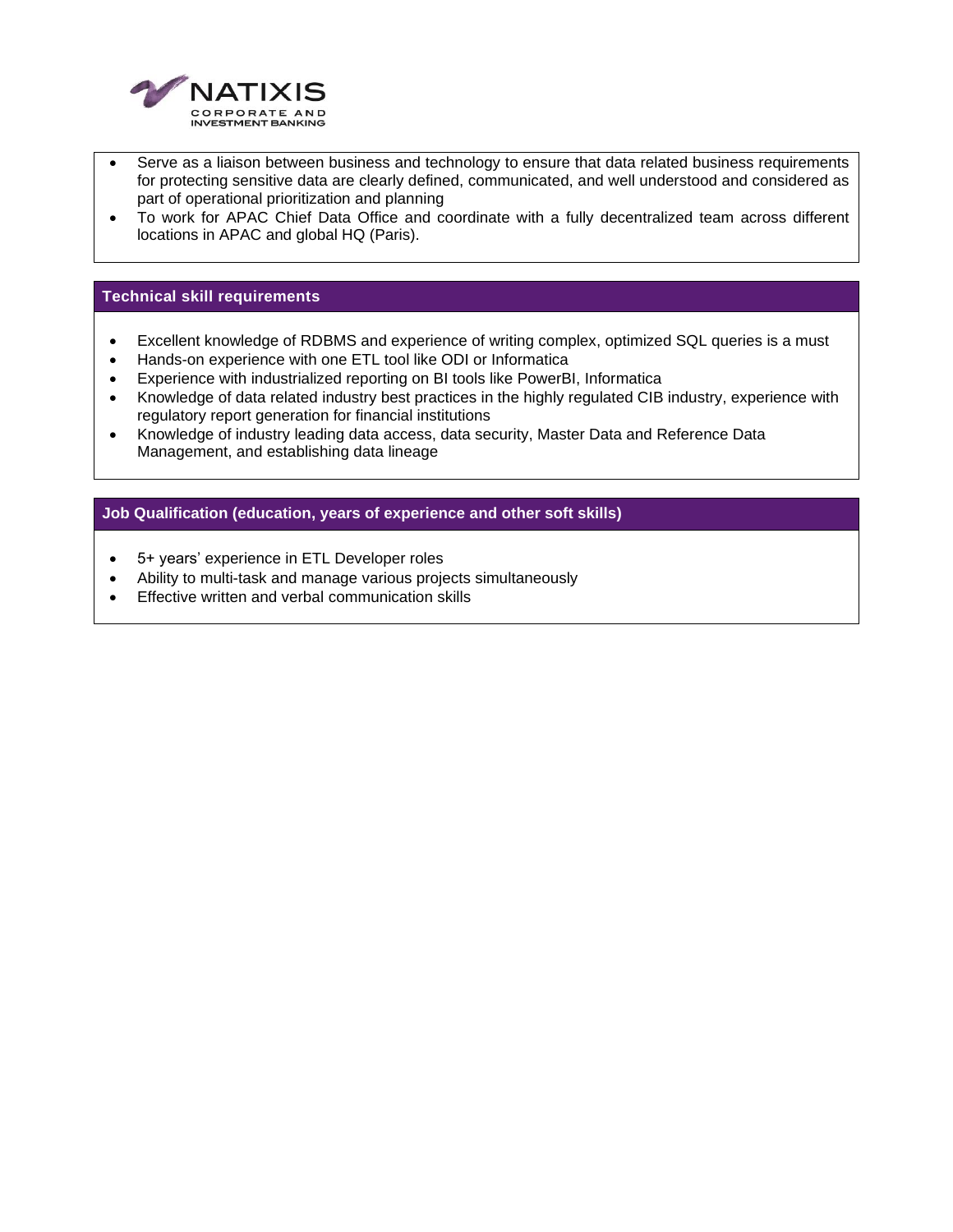- Serve as a liaison between business and technology to ensure that data related business requirements for protecting sensitive data are clearly defined, communicated, and well understood and considered as part of operational prioritization and planning
- To work for APAC Chief Data Office and coordinate with a fully decentralized team across different locations in APAC and global HQ (Paris).

## Technical skill requirements

- Excellent knowledge of RDBMS and experience of writing complex, optimized SQL queries is a must
- Hands-on experience with one ETL tool like ODI or Informatica
- Experience with industrialized reporting on BI tools like PowerBI, Informatica
- Knowledge of data related industry best practices in the highly regulated CIB industry, experience with regulatory report generation for financial institutions
- Knowledge of industry leading data access, data security, Master Data and Reference Data Management, and establishing data lineage

## Job Qualification (education, years of experience and other soft skills)

- 5+ years' experience in ETL Developer roles
- Ability to multi-task and manage various projects simultaneously
- Effective written and verbal communication skills